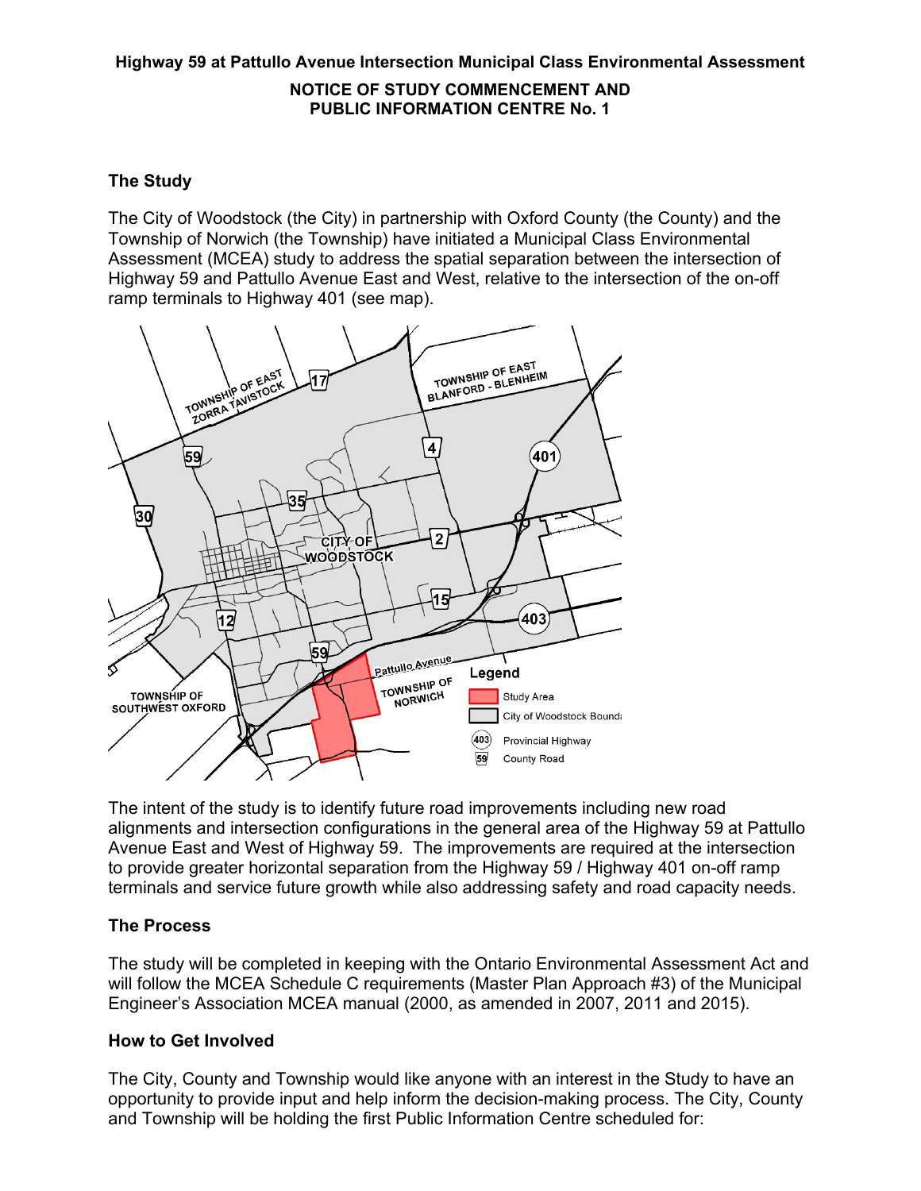**Highway 59 at Pattullo Avenue Intersection Municipal Class Environmental Assessment**

**NOTICE OF STUDY COMMENCEMENT AND PUBLIC INFORMATION CENTRE No. 1**

## The Study

The City of Woodstock (the City) in partnership with Oxford County (the County) and the Township of Norwich (the Township) have initiated a Municipal Class Environmental Assessment (MCEA) study to address the spatial separation between the intersection of Highway 59 and Pattullo Avenue East and West, relative to the intersection of the on-off ramp terminals to Highway 401 (see map).

The intent of the study is to identify future road improvements including new road alignments and intersection configurations in the general area of the Highway 59 at Pattullo Avenue East and West of Highway 59. The improvements are required at the intersection to provide greater horizontal separation from the Highway 59 / Highway 401 on-off ramp terminals and service future growth while also addressing safety and road capacity needs.

## The Process

The study will be completed in keeping with the Ontario Environmental Assessment Act and will follow the MCEA Schedule C requirements (Master Plan Approach #3) of the Municipal Engineer's Association MCEA manual (2000, as amended in 2007, 2011 and 2015).

## How to Get Involved

The City, County and Township would like anyone with an interest in the Study to have an opportunity to provide input and help inform the decision-making process. The City, County and Township will be holding the first Public Information Centre scheduled for: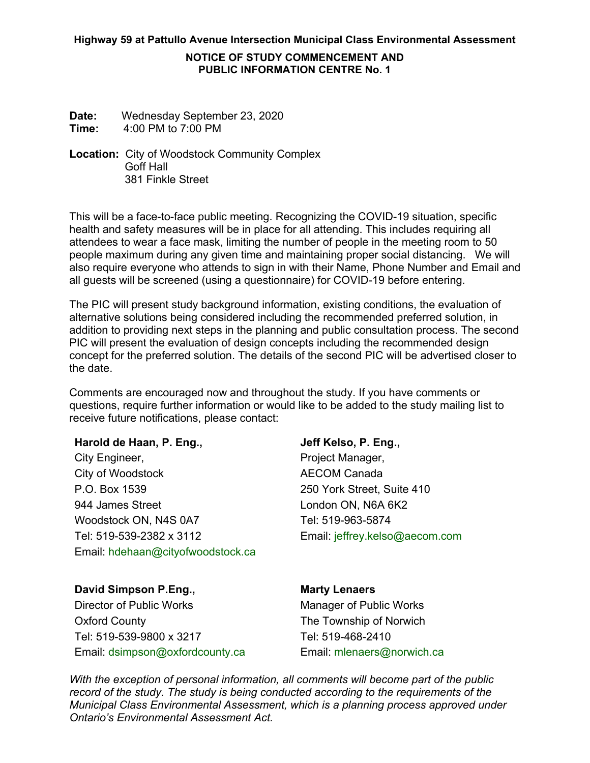**Highway 59 at Pattullo Avenue Intersection Municipal Class Environmental Assessment**

**NOTICE OF STUDY COMMENCEMENT AND PUBLIC INFORMATION CENTRE No. 1**

**Date:** Wednesday September 23, 2020
**Time:** 4:00 PM to 7:00 PM

**Location:** City of Woodstock Community Complex
Goff Hall
381 Finkle Street

This will be a face-to-face public meeting. Recognizing the COVID-19 situation, specific health and safety measures will be in place for all attending. This includes requiring all attendees to wear a face mask, limiting the number of people in the meeting room to 50 people maximum during any given time and maintaining proper social distancing. We will also require everyone who attends to sign in with their Name, Phone Number and Email and all guests will be screened (using a questionnaire) for COVID-19 before entering.

The PIC will present study background information, existing conditions, the evaluation of alternative solutions being considered including the recommended preferred solution, in addition to providing next steps in the planning and public consultation process. The second PIC will present the evaluation of design concepts including the recommended design concept for the preferred solution. The details of the second PIC will be advertised closer to the date.

Comments are encouraged now and throughout the study. If you have comments or questions, require further information or would like to be added to the study mailing list to receive future notifications, please contact:

**Harold de Haan, P. Eng.,**
City Engineer,
City of Woodstock
P.O. Box 1539
944 James Street
Woodstock ON, N4S 0A7
Tel: 519-539-2382 x 3112
Email: hdehaan@cityofwoodstock.ca

**Jeff Kelso, P. Eng.,**
Project Manager,
AECOM Canada
250 York Street, Suite 410
London ON, N6A 6K2
Tel: 519-963-5874
Email: jeffrey.kelso@aecom.com

**David Simpson P.Eng.,**
Director of Public Works
Oxford County
Tel: 519-539-9800 x 3217
Email: dsimpson@oxfordcounty.ca

**Marty Lenaers**
Manager of Public Works
The Township of Norwich
Tel: 519-468-2410
Email: mlenaers@norwich.ca

*With the exception of personal information, all comments will become part of the public record of the study. The study is being conducted according to the requirements of the Municipal Class Environmental Assessment, which is a planning process approved under Ontario's Environmental Assessment Act.*